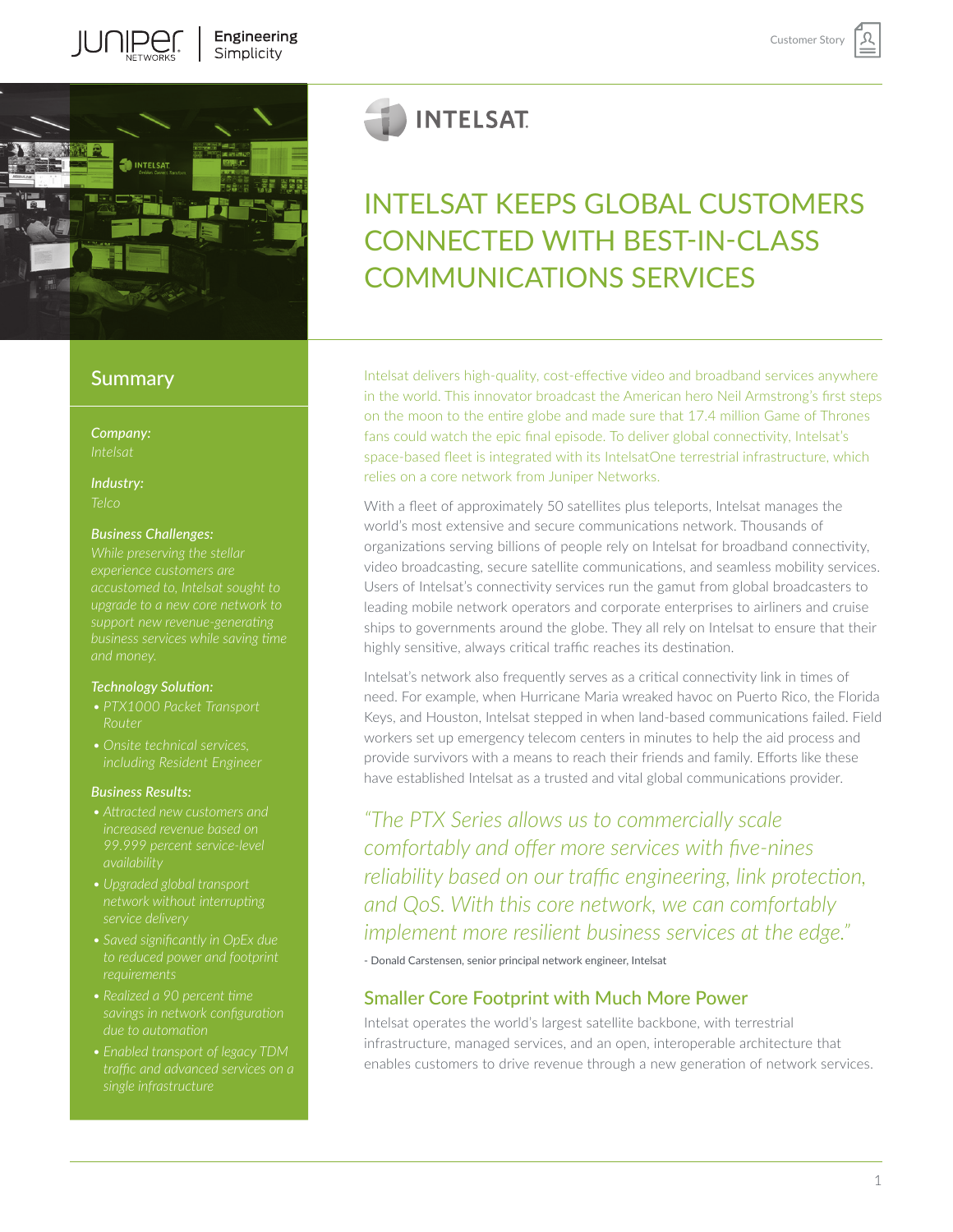# INTELSAT KEEPS GLOBAL CUSTOMERS CONNECTED WITH BEST-IN-CLASS COMMUNICATIONS SERVICES

## Summary

***Company:***
*Intelsat*

***Industry:***
*Telco*

***Business Challenges:***
*While preserving the stellar experience customers are accustomed to, Intelsat sought to upgrade to a new core network to support new revenue-generating business services while saving time and money.*

***Technology Solution:***
- *PTX1000 Packet Transport Router*
- *Onsite technical services, including Resident Engineer*

***Business Results:***
- *Attracted new customers and increased revenue based on 99.999 percent service-level availability*
- *Upgraded global transport network without interrupting service delivery*
- *Saved significantly in OpEx due to reduced power and footprint requirements*
- *Realized a 90 percent time savings in network configuration due to automation*
- *Enabled transport of legacy TDM traffic and advanced services on a single infrastructure*

Intelsat delivers high-quality, cost-effective video and broadband services anywhere in the world. This innovator broadcast the American hero Neil Armstrong's first steps on the moon to the entire globe and made sure that 17.4 million Game of Thrones fans could watch the epic final episode. To deliver global connectivity, Intelsat's space-based fleet is integrated with its IntelsatOne terrestrial infrastructure, which relies on a core network from Juniper Networks.

With a fleet of approximately 50 satellites plus teleports, Intelsat manages the world's most extensive and secure communications network. Thousands of organizations serving billions of people rely on Intelsat for broadband connectivity, video broadcasting, secure satellite communications, and seamless mobility services. Users of Intelsat's connectivity services run the gamut from global broadcasters to leading mobile network operators and corporate enterprises to airliners and cruise ships to governments around the globe. They all rely on Intelsat to ensure that their highly sensitive, always critical traffic reaches its destination.

Intelsat's network also frequently serves as a critical connectivity link in times of need. For example, when Hurricane Maria wreaked havoc on Puerto Rico, the Florida Keys, and Houston, Intelsat stepped in when land-based communications failed. Field workers set up emergency telecom centers in minutes to help the aid process and provide survivors with a means to reach their friends and family. Efforts like these have established Intelsat as a trusted and vital global communications provider.

> *"The PTX Series allows us to commercially scale comfortably and offer more services with five-nines reliability based on our traffic engineering, link protection, and QoS. With this core network, we can comfortably implement more resilient business services at the edge."*
>
> \- Donald Carstensen, senior principal network engineer, Intelsat

## Smaller Core Footprint with Much More Power

Intelsat operates the world's largest satellite backbone, with terrestrial infrastructure, managed services, and an open, interoperable architecture that enables customers to drive revenue through a new generation of network services.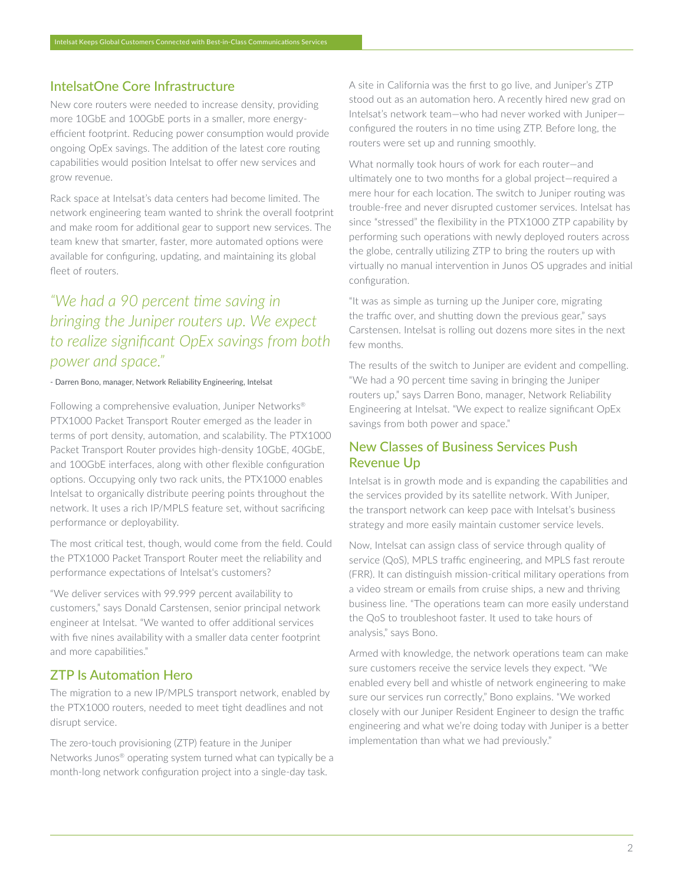## IntelsatOne Core Infrastructure

New core routers were needed to increase density, providing more 10GbE and 100GbE ports in a smaller, more energy-efficient footprint. Reducing power consumption would provide ongoing OpEx savings. The addition of the latest core routing capabilities would position Intelsat to offer new services and grow revenue.

Rack space at Intelsat's data centers had become limited. The network engineering team wanted to shrink the overall footprint and make room for additional gear to support new services. The team knew that smarter, faster, more automated options were available for configuring, updating, and maintaining its global fleet of routers.

> *"We had a 90 percent time saving in bringing the Juniper routers up. We expect to realize significant OpEx savings from both power and space."*
>
> - Darren Bono, manager, Network Reliability Engineering, Intelsat

Following a comprehensive evaluation, Juniper Networks® PTX1000 Packet Transport Router emerged as the leader in terms of port density, automation, and scalability. The PTX1000 Packet Transport Router provides high-density 10GbE, 40GbE, and 100GbE interfaces, along with other flexible configuration options. Occupying only two rack units, the PTX1000 enables Intelsat to organically distribute peering points throughout the network. It uses a rich IP/MPLS feature set, without sacrificing performance or deployability.

The most critical test, though, would come from the field. Could the PTX1000 Packet Transport Router meet the reliability and performance expectations of Intelsat's customers?

"We deliver services with 99.999 percent availability to customers," says Donald Carstensen, senior principal network engineer at Intelsat. "We wanted to offer additional services with five nines availability with a smaller data center footprint and more capabilities."

## ZTP Is Automation Hero

The migration to a new IP/MPLS transport network, enabled by the PTX1000 routers, needed to meet tight deadlines and not disrupt service.

The zero-touch provisioning (ZTP) feature in the Juniper Networks Junos® operating system turned what can typically be a month-long network configuration project into a single-day task.

A site in California was the first to go live, and Juniper's ZTP stood out as an automation hero. A recently hired new grad on Intelsat's network team—who had never worked with Juniper—configured the routers in no time using ZTP. Before long, the routers were set up and running smoothly.

What normally took hours of work for each router—and ultimately one to two months for a global project—required a mere hour for each location. The switch to Juniper routing was trouble-free and never disrupted customer services. Intelsat has since "stressed" the flexibility in the PTX1000 ZTP capability by performing such operations with newly deployed routers across the globe, centrally utilizing ZTP to bring the routers up with virtually no manual intervention in Junos OS upgrades and initial configuration.

"It was as simple as turning up the Juniper core, migrating the traffic over, and shutting down the previous gear," says Carstensen. Intelsat is rolling out dozens more sites in the next few months.

The results of the switch to Juniper are evident and compelling. "We had a 90 percent time saving in bringing the Juniper routers up," says Darren Bono, manager, Network Reliability Engineering at Intelsat. "We expect to realize significant OpEx savings from both power and space."

## New Classes of Business Services Push Revenue Up

Intelsat is in growth mode and is expanding the capabilities and the services provided by its satellite network. With Juniper, the transport network can keep pace with Intelsat's business strategy and more easily maintain customer service levels.

Now, Intelsat can assign class of service through quality of service (QoS), MPLS traffic engineering, and MPLS fast reroute (FRR). It can distinguish mission-critical military operations from a video stream or emails from cruise ships, a new and thriving business line. "The operations team can more easily understand the QoS to troubleshoot faster. It used to take hours of analysis," says Bono.

Armed with knowledge, the network operations team can make sure customers receive the service levels they expect. "We enabled every bell and whistle of network engineering to make sure our services run correctly," Bono explains. "We worked closely with our Juniper Resident Engineer to design the traffic engineering and what we're doing today with Juniper is a better implementation than what we had previously."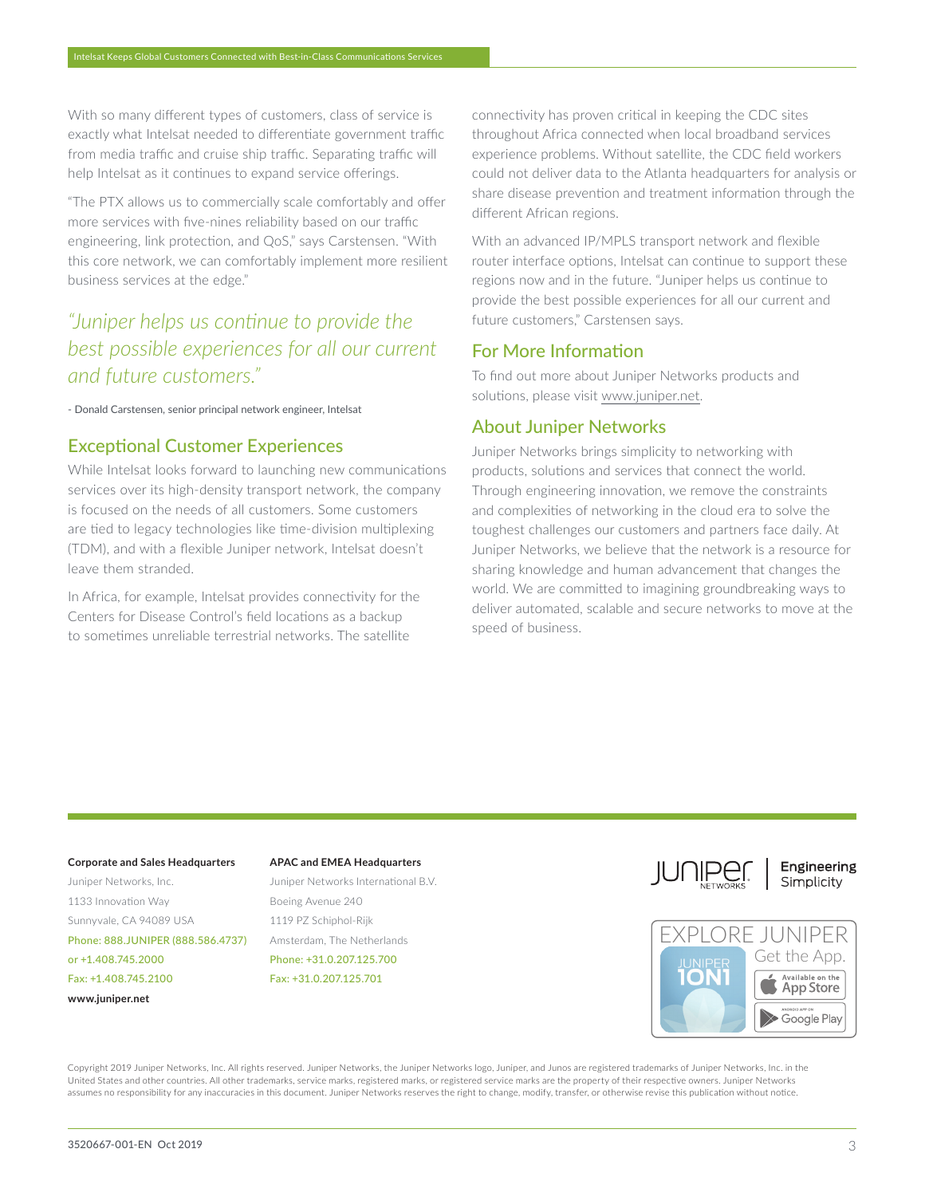With so many different types of customers, class of service is exactly what Intelsat needed to differentiate government traffic from media traffic and cruise ship traffic. Separating traffic will help Intelsat as it continues to expand service offerings.

"The PTX allows us to commercially scale comfortably and offer more services with five-nines reliability based on our traffic engineering, link protection, and QoS," says Carstensen. "With this core network, we can comfortably implement more resilient business services at the edge."

*"Juniper helps us continue to provide the best possible experiences for all our current and future customers."*

- Donald Carstensen, senior principal network engineer, Intelsat

## Exceptional Customer Experiences

While Intelsat looks forward to launching new communications services over its high-density transport network, the company is focused on the needs of all customers. Some customers are tied to legacy technologies like time-division multiplexing (TDM), and with a flexible Juniper network, Intelsat doesn't leave them stranded.

In Africa, for example, Intelsat provides connectivity for the Centers for Disease Control's field locations as a backup to sometimes unreliable terrestrial networks. The satellite connectivity has proven critical in keeping the CDC sites throughout Africa connected when local broadband services experience problems. Without satellite, the CDC field workers could not deliver data to the Atlanta headquarters for analysis or share disease prevention and treatment information through the different African regions.

With an advanced IP/MPLS transport network and flexible router interface options, Intelsat can continue to support these regions now and in the future. "Juniper helps us continue to provide the best possible experiences for all our current and future customers," Carstensen says.

## For More Information

To find out more about Juniper Networks products and solutions, please visit www.juniper.net.

## About Juniper Networks

Juniper Networks brings simplicity to networking with products, solutions and services that connect the world. Through engineering innovation, we remove the constraints and complexities of networking in the cloud era to solve the toughest challenges our customers and partners face daily. At Juniper Networks, we believe that the network is a resource for sharing knowledge and human advancement that changes the world. We are committed to imagining groundbreaking ways to deliver automated, scalable and secure networks to move at the speed of business.

**Corporate and Sales Headquarters**
Juniper Networks, Inc.
1133 Innovation Way
Sunnyvale, CA 94089 USA
Phone: 888.JUNIPER (888.586.4737)
or +1.408.745.2000
Fax: +1.408.745.2100
**www.juniper.net**

**APAC and EMEA Headquarters**
Juniper Networks International B.V.
Boeing Avenue 240
1119 PZ Schiphol-Rijk
Amsterdam, The Netherlands
Phone: +31.0.207.125.700
Fax: +31.0.207.125.701

Juniper Networks | Engineering Simplicity

EXPLORE JUNIPER
Get the App.

Copyright 2019 Juniper Networks, Inc. All rights reserved. Juniper Networks, the Juniper Networks logo, Juniper, and Junos are registered trademarks of Juniper Networks, Inc. in the United States and other countries. All other trademarks, service marks, registered marks, or registered service marks are the property of their respective owners. Juniper Networks assumes no responsibility for any inaccuracies in this document. Juniper Networks reserves the right to change, modify, transfer, or otherwise revise this publication without notice.

3520667-001-EN Oct 2019